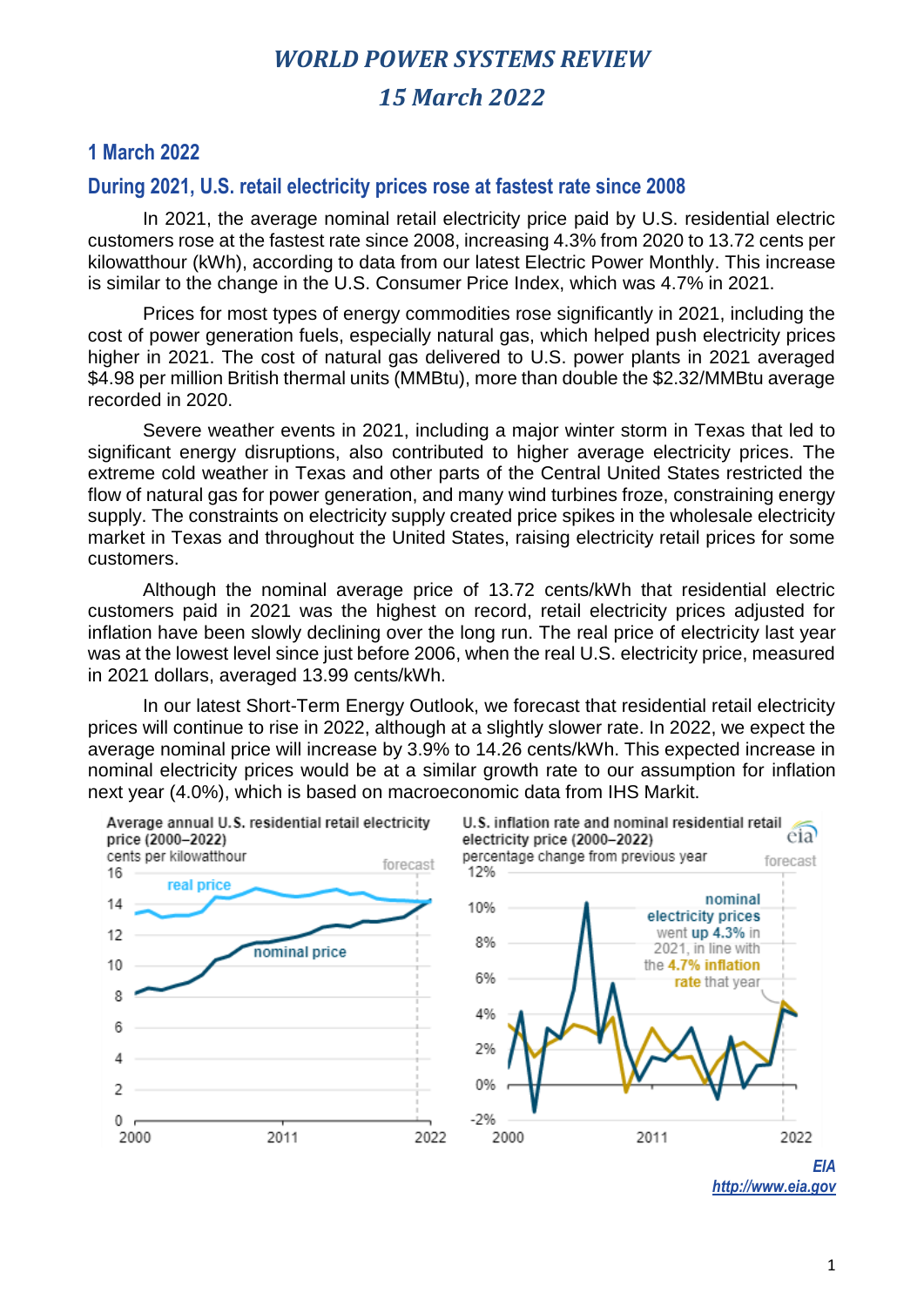# *WORLD POWER SYSTEMS REVIEW*

## *15 March 2022*

### 1 March 2022

### During 2021, U.S. retail electricity prices rose at fastest rate since 2008

In 2021, the average nominal retail electricity price paid by U.S. residential electric customers rose at the fastest rate since 2008, increasing 4.3% from 2020 to 13.72 cents per kilowatthour (kWh), according to data from our latest Electric Power Monthly. This increase is similar to the change in the U.S. Consumer Price Index, which was 4.7% in 2021.

Prices for most types of energy commodities rose significantly in 2021, including the cost of power generation fuels, especially natural gas, which helped push electricity prices higher in 2021. The cost of natural gas delivered to U.S. power plants in 2021 averaged $4.98 per million British thermal units (MMBtu), more than double the $2.32/MMBtu average recorded in 2020.

Severe weather events in 2021, including a major winter storm in Texas that led to significant energy disruptions, also contributed to higher average electricity prices. The extreme cold weather in Texas and other parts of the Central United States restricted the flow of natural gas for power generation, and many wind turbines froze, constraining energy supply. The constraints on electricity supply created price spikes in the wholesale electricity market in Texas and throughout the United States, raising electricity retail prices for some customers.

Although the nominal average price of 13.72 cents/kWh that residential electric customers paid in 2021 was the highest on record, retail electricity prices adjusted for inflation have been slowly declining over the long run. The real price of electricity last year was at the lowest level since just before 2006, when the real U.S. electricity price, measured in 2021 dollars, averaged 13.99 cents/kWh.

In our latest Short-Term Energy Outlook, we forecast that residential retail electricity prices will continue to rise in 2022, although at a slightly slower rate. In 2022, we expect the average nominal price will increase by 3.9% to 14.26 cents/kWh. This expected increase in nominal electricity prices would be at a similar growth rate to our assumption for inflation next year (4.0%), which is based on macroeconomic data from IHS Markit.

Average annual U.S. residential retail electricity price (2000–2022)
cents per kilowatthour

U.S. inflation rate and nominal residential retail electricity price (2000–2022)
percentage change from previous year

nominal electricity prices went up 4.3% in 2021, in line with the 4.7% inflation rate that year

*EIA*
*http://www.eia.gov*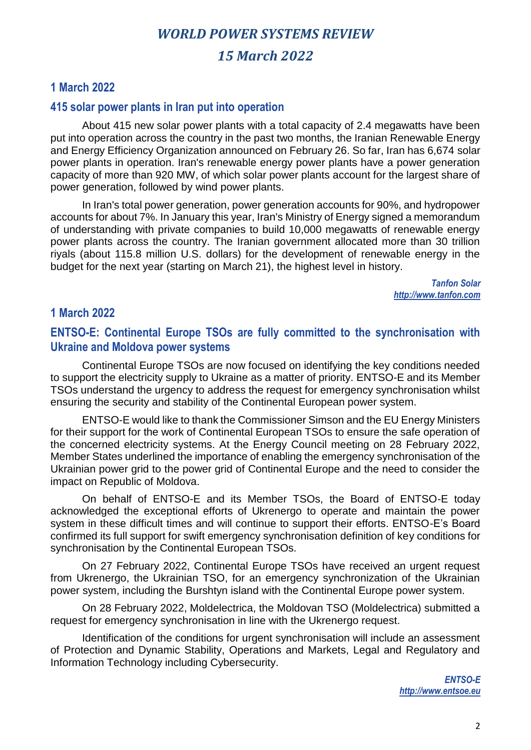# *WORLD POWER SYSTEMS REVIEW*

# *15 March 2022*

## 1 March 2022

### 415 solar power plants in Iran put into operation

About 415 new solar power plants with a total capacity of 2.4 megawatts have been put into operation across the country in the past two months, the Iranian Renewable Energy and Energy Efficiency Organization announced on February 26. So far, Iran has 6,674 solar power plants in operation. Iran's renewable energy power plants have a power generation capacity of more than 920 MW, of which solar power plants account for the largest share of power generation, followed by wind power plants.

In Iran's total power generation, power generation accounts for 90%, and hydropower accounts for about 7%. In January this year, Iran's Ministry of Energy signed a memorandum of understanding with private companies to build 10,000 megawatts of renewable energy power plants across the country. The Iranian government allocated more than 30 trillion riyals (about 115.8 million U.S. dollars) for the development of renewable energy in the budget for the next year (starting on March 21), the highest level in history.

*Tanfon Solar*
*http://www.tanfon.com*

## 1 March 2022

### ENTSO-E: Continental Europe TSOs are fully committed to the synchronisation with Ukraine and Moldova power systems

Continental Europe TSOs are now focused on identifying the key conditions needed to support the electricity supply to Ukraine as a matter of priority. ENTSO-E and its Member TSOs understand the urgency to address the request for emergency synchronisation whilst ensuring the security and stability of the Continental European power system.

ENTSO-E would like to thank the Commissioner Simson and the EU Energy Ministers for their support for the work of Continental European TSOs to ensure the safe operation of the concerned electricity systems. At the Energy Council meeting on 28 February 2022, Member States underlined the importance of enabling the emergency synchronisation of the Ukrainian power grid to the power grid of Continental Europe and the need to consider the impact on Republic of Moldova.

On behalf of ENTSO-E and its Member TSOs, the Board of ENTSO-E today acknowledged the exceptional efforts of Ukrenergo to operate and maintain the power system in these difficult times and will continue to support their efforts. ENTSO-E's Board confirmed its full support for swift emergency synchronisation definition of key conditions for synchronisation by the Continental European TSOs.

On 27 February 2022, Continental Europe TSOs have received an urgent request from Ukrenergo, the Ukrainian TSO, for an emergency synchronization of the Ukrainian power system, including the Burshtyn island with the Continental Europe power system.

On 28 February 2022, Moldelectrica, the Moldovan TSO (Moldelectrica) submitted a request for emergency synchronisation in line with the Ukrenergo request.

Identification of the conditions for urgent synchronisation will include an assessment of Protection and Dynamic Stability, Operations and Markets, Legal and Regulatory and Information Technology including Cybersecurity.

*ENTSO-E*
*http://www.entsoe.eu*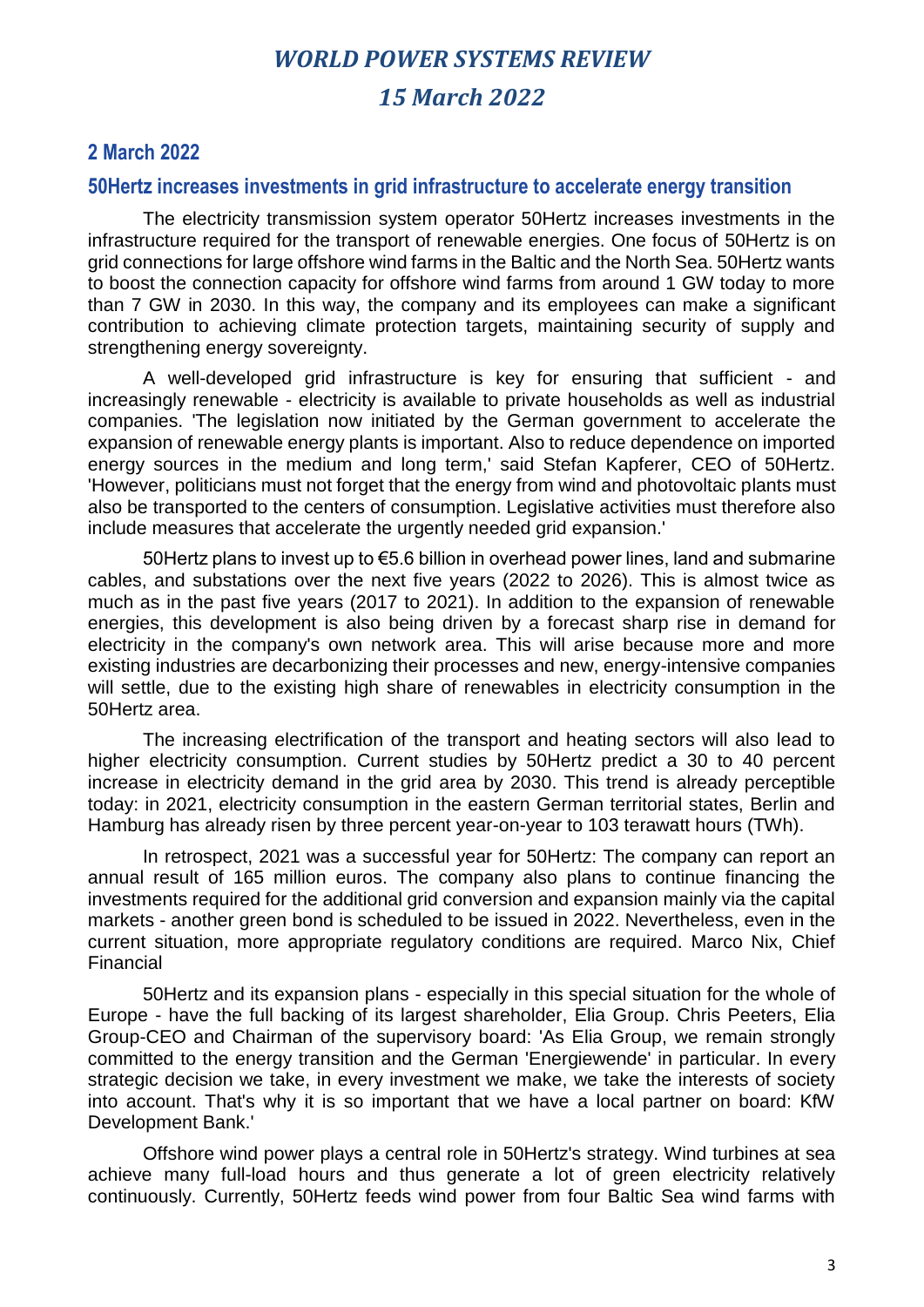## 2 March 2022

### 50Hertz increases investments in grid infrastructure to accelerate energy transition

The electricity transmission system operator 50Hertz increases investments in the infrastructure required for the transport of renewable energies. One focus of 50Hertz is on grid connections for large offshore wind farms in the Baltic and the North Sea. 50Hertz wants to boost the connection capacity for offshore wind farms from around 1 GW today to more than 7 GW in 2030. In this way, the company and its employees can make a significant contribution to achieving climate protection targets, maintaining security of supply and strengthening energy sovereignty.

A well-developed grid infrastructure is key for ensuring that sufficient - and increasingly renewable - electricity is available to private households as well as industrial companies. 'The legislation now initiated by the German government to accelerate the expansion of renewable energy plants is important. Also to reduce dependence on imported energy sources in the medium and long term,' said Stefan Kapferer, CEO of 50Hertz. 'However, politicians must not forget that the energy from wind and photovoltaic plants must also be transported to the centers of consumption. Legislative activities must therefore also include measures that accelerate the urgently needed grid expansion.'

50Hertz plans to invest up to €5.6 billion in overhead power lines, land and submarine cables, and substations over the next five years (2022 to 2026). This is almost twice as much as in the past five years (2017 to 2021). In addition to the expansion of renewable energies, this development is also being driven by a forecast sharp rise in demand for electricity in the company's own network area. This will arise because more and more existing industries are decarbonizing their processes and new, energy-intensive companies will settle, due to the existing high share of renewables in electricity consumption in the 50Hertz area.

The increasing electrification of the transport and heating sectors will also lead to higher electricity consumption. Current studies by 50Hertz predict a 30 to 40 percent increase in electricity demand in the grid area by 2030. This trend is already perceptible today: in 2021, electricity consumption in the eastern German territorial states, Berlin and Hamburg has already risen by three percent year-on-year to 103 terawatt hours (TWh).

In retrospect, 2021 was a successful year for 50Hertz: The company can report an annual result of 165 million euros. The company also plans to continue financing the investments required for the additional grid conversion and expansion mainly via the capital markets - another green bond is scheduled to be issued in 2022. Nevertheless, even in the current situation, more appropriate regulatory conditions are required. Marco Nix, Chief Financial

50Hertz and its expansion plans - especially in this special situation for the whole of Europe - have the full backing of its largest shareholder, Elia Group. Chris Peeters, Elia Group-CEO and Chairman of the supervisory board: 'As Elia Group, we remain strongly committed to the energy transition and the German 'Energiewende' in particular. In every strategic decision we take, in every investment we make, we take the interests of society into account. That's why it is so important that we have a local partner on board: KfW Development Bank.'

Offshore wind power plays a central role in 50Hertz's strategy. Wind turbines at sea achieve many full-load hours and thus generate a lot of green electricity relatively continuously. Currently, 50Hertz feeds wind power from four Baltic Sea wind farms with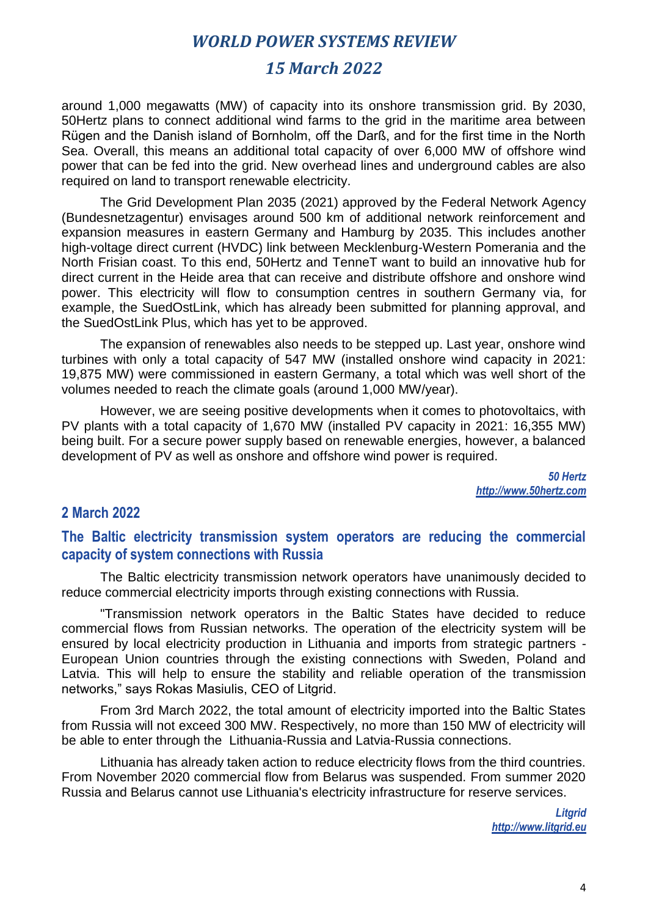around 1,000 megawatts (MW) of capacity into its onshore transmission grid. By 2030, 50Hertz plans to connect additional wind farms to the grid in the maritime area between Rügen and the Danish island of Bornholm, off the Darß, and for the first time in the North Sea. Overall, this means an additional total capacity of over 6,000 MW of offshore wind power that can be fed into the grid. New overhead lines and underground cables are also required on land to transport renewable electricity.

The Grid Development Plan 2035 (2021) approved by the Federal Network Agency (Bundesnetzagentur) envisages around 500 km of additional network reinforcement and expansion measures in eastern Germany and Hamburg by 2035. This includes another high-voltage direct current (HVDC) link between Mecklenburg-Western Pomerania and the North Frisian coast. To this end, 50Hertz and TenneT want to build an innovative hub for direct current in the Heide area that can receive and distribute offshore and onshore wind power. This electricity will flow to consumption centres in southern Germany via, for example, the SuedOstLink, which has already been submitted for planning approval, and the SuedOstLink Plus, which has yet to be approved.

The expansion of renewables also needs to be stepped up. Last year, onshore wind turbines with only a total capacity of 547 MW (installed onshore wind capacity in 2021: 19,875 MW) were commissioned in eastern Germany, a total which was well short of the volumes needed to reach the climate goals (around 1,000 MW/year).

However, we are seeing positive developments when it comes to photovoltaics, with PV plants with a total capacity of 1,670 MW (installed PV capacity in 2021: 16,355 MW) being built. For a secure power supply based on renewable energies, however, a balanced development of PV as well as onshore and offshore wind power is required.

*50 Hertz*
*http://www.50hertz.com*

## 2 March 2022

### The Baltic electricity transmission system operators are reducing the commercial capacity of system connections with Russia

The Baltic electricity transmission network operators have unanimously decided to reduce commercial electricity imports through existing connections with Russia.

"Transmission network operators in the Baltic States have decided to reduce commercial flows from Russian networks. The operation of the electricity system will be ensured by local electricity production in Lithuania and imports from strategic partners - European Union countries through the existing connections with Sweden, Poland and Latvia. This will help to ensure the stability and reliable operation of the transmission networks," says Rokas Masiulis, CEO of Litgrid.

From 3rd March 2022, the total amount of electricity imported into the Baltic States from Russia will not exceed 300 MW. Respectively, no more than 150 MW of electricity will be able to enter through the Lithuania-Russia and Latvia-Russia connections.

Lithuania has already taken action to reduce electricity flows from the third countries. From November 2020 commercial flow from Belarus was suspended. From summer 2020 Russia and Belarus cannot use Lithuania's electricity infrastructure for reserve services.

*Litgrid*
*http://www.litgrid.eu*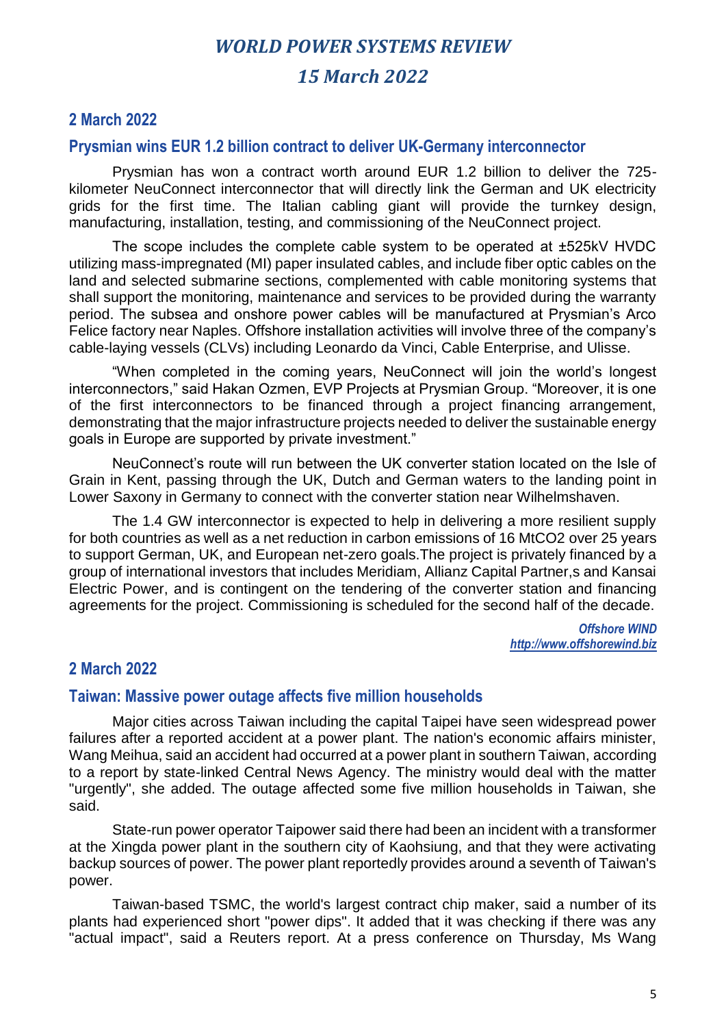## 2 March 2022

### Prysmian wins EUR 1.2 billion contract to deliver UK-Germany interconnector

Prysmian has won a contract worth around EUR 1.2 billion to deliver the 725-kilometer NeuConnect interconnector that will directly link the German and UK electricity grids for the first time. The Italian cabling giant will provide the turnkey design, manufacturing, installation, testing, and commissioning of the NeuConnect project.

The scope includes the complete cable system to be operated at ±525kV HVDC utilizing mass-impregnated (MI) paper insulated cables, and include fiber optic cables on the land and selected submarine sections, complemented with cable monitoring systems that shall support the monitoring, maintenance and services to be provided during the warranty period. The subsea and onshore power cables will be manufactured at Prysmian's Arco Felice factory near Naples. Offshore installation activities will involve three of the company's cable-laying vessels (CLVs) including Leonardo da Vinci, Cable Enterprise, and Ulisse.

"When completed in the coming years, NeuConnect will join the world's longest interconnectors," said Hakan Ozmen, EVP Projects at Prysmian Group. "Moreover, it is one of the first interconnectors to be financed through a project financing arrangement, demonstrating that the major infrastructure projects needed to deliver the sustainable energy goals in Europe are supported by private investment."

NeuConnect's route will run between the UK converter station located on the Isle of Grain in Kent, passing through the UK, Dutch and German waters to the landing point in Lower Saxony in Germany to connect with the converter station near Wilhelmshaven.

The 1.4 GW interconnector is expected to help in delivering a more resilient supply for both countries as well as a net reduction in carbon emissions of 16 MtCO2 over 25 years to support German, UK, and European net-zero goals.The project is privately financed by a group of international investors that includes Meridiam, Allianz Capital Partner,s and Kansai Electric Power, and is contingent on the tendering of the converter station and financing agreements for the project. Commissioning is scheduled for the second half of the decade.

*Offshore WIND*
*http://www.offshorewind.biz*

## 2 March 2022

### Taiwan: Massive power outage affects five million households

Major cities across Taiwan including the capital Taipei have seen widespread power failures after a reported accident at a power plant. The nation's economic affairs minister, Wang Meihua, said an accident had occurred at a power plant in southern Taiwan, according to a report by state-linked Central News Agency. The ministry would deal with the matter "urgently", she added. The outage affected some five million households in Taiwan, she said.

State-run power operator Taipower said there had been an incident with a transformer at the Xingda power plant in the southern city of Kaohsiung, and that they were activating backup sources of power. The power plant reportedly provides around a seventh of Taiwan's power.

Taiwan-based TSMC, the world's largest contract chip maker, said a number of its plants had experienced short "power dips". It added that it was checking if there was any "actual impact", said a Reuters report. At a press conference on Thursday, Ms Wang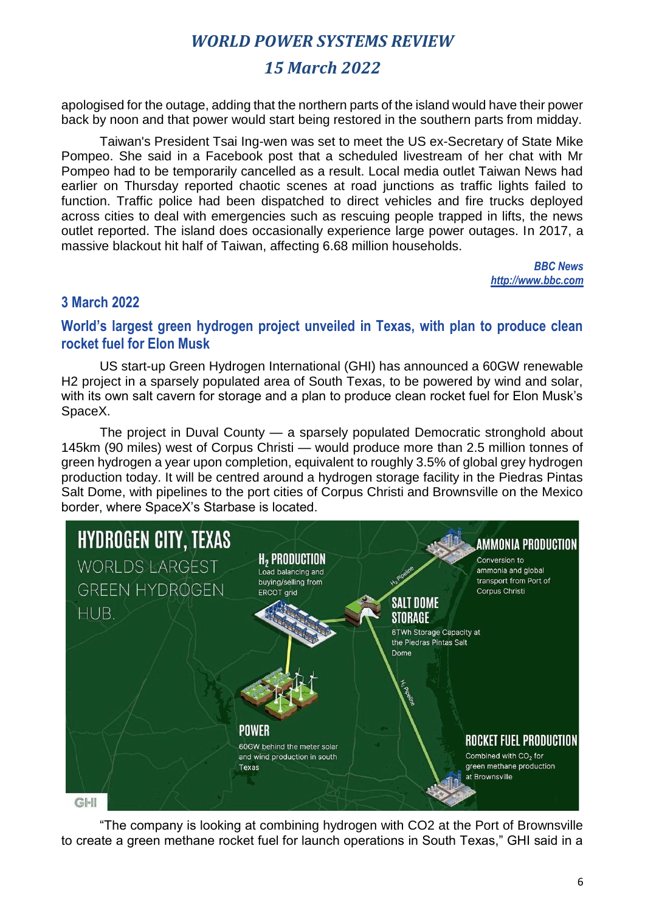apologised for the outage, adding that the northern parts of the island would have their power back by noon and that power would start being restored in the southern parts from midday.

Taiwan's President Tsai Ing-wen was set to meet the US ex-Secretary of State Mike Pompeo. She said in a Facebook post that a scheduled livestream of her chat with Mr Pompeo had to be temporarily cancelled as a result. Local media outlet Taiwan News had earlier on Thursday reported chaotic scenes at road junctions as traffic lights failed to function. Traffic police had been dispatched to direct vehicles and fire trucks deployed across cities to deal with emergencies such as rescuing people trapped in lifts, the news outlet reported. The island does occasionally experience large power outages. In 2017, a massive blackout hit half of Taiwan, affecting 6.68 million households.

*BBC News*
*http://www.bbc.com*

## 3 March 2022

### World's largest green hydrogen project unveiled in Texas, with plan to produce clean rocket fuel for Elon Musk

US start-up Green Hydrogen International (GHI) has announced a 60GW renewable H2 project in a sparsely populated area of South Texas, to be powered by wind and solar, with its own salt cavern for storage and a plan to produce clean rocket fuel for Elon Musk's SpaceX.

The project in Duval County — a sparsely populated Democratic stronghold about 145km (90 miles) west of Corpus Christi — would produce more than 2.5 million tonnes of green hydrogen a year upon completion, equivalent to roughly 3.5% of global grey hydrogen production today. It will be centred around a hydrogen storage facility in the Piedras Pintas Salt Dome, with pipelines to the port cities of Corpus Christi and Brownsville on the Mexico border, where SpaceX's Starbase is located.

"The company is looking at combining hydrogen with CO2 at the Port of Brownsville to create a green methane rocket fuel for launch operations in South Texas," GHI said in a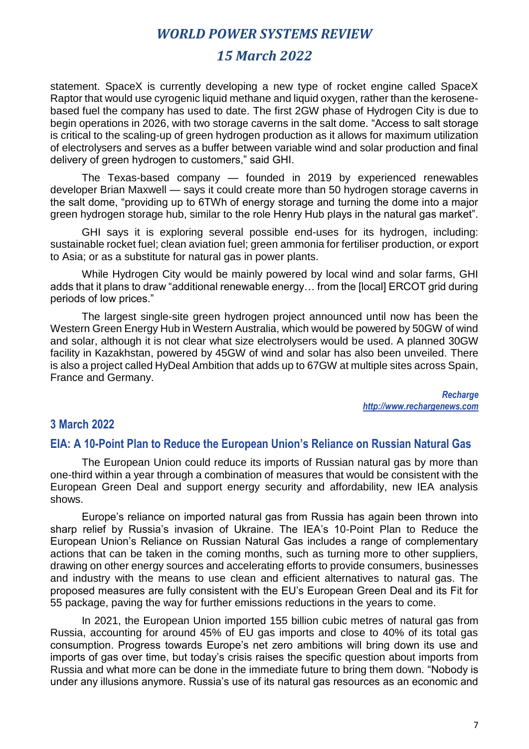statement. SpaceX is currently developing a new type of rocket engine called SpaceX Raptor that would use cyrogenic liquid methane and liquid oxygen, rather than the kerosene-based fuel the company has used to date. The first 2GW phase of Hydrogen City is due to begin operations in 2026, with two storage caverns in the salt dome. "Access to salt storage is critical to the scaling-up of green hydrogen production as it allows for maximum utilization of electrolysers and serves as a buffer between variable wind and solar production and final delivery of green hydrogen to customers," said GHI.

The Texas-based company — founded in 2019 by experienced renewables developer Brian Maxwell — says it could create more than 50 hydrogen storage caverns in the salt dome, "providing up to 6TWh of energy storage and turning the dome into a major green hydrogen storage hub, similar to the role Henry Hub plays in the natural gas market".

GHI says it is exploring several possible end-uses for its hydrogen, including: sustainable rocket fuel; clean aviation fuel; green ammonia for fertiliser production, or export to Asia; or as a substitute for natural gas in power plants.

While Hydrogen City would be mainly powered by local wind and solar farms, GHI adds that it plans to draw "additional renewable energy… from the [local] ERCOT grid during periods of low prices."

The largest single-site green hydrogen project announced until now has been the Western Green Energy Hub in Western Australia, which would be powered by 50GW of wind and solar, although it is not clear what size electrolysers would be used. A planned 30GW facility in Kazakhstan, powered by 45GW of wind and solar has also been unveiled. There is also a project called HyDeal Ambition that adds up to 67GW at multiple sites across Spain, France and Germany.

*Recharge*
*http://www.rechargenews.com*

## 3 March 2022

### EIA: A 10-Point Plan to Reduce the European Union's Reliance on Russian Natural Gas

The European Union could reduce its imports of Russian natural gas by more than one-third within a year through a combination of measures that would be consistent with the European Green Deal and support energy security and affordability, new IEA analysis shows.

Europe's reliance on imported natural gas from Russia has again been thrown into sharp relief by Russia's invasion of Ukraine. The IEA's 10-Point Plan to Reduce the European Union's Reliance on Russian Natural Gas includes a range of complementary actions that can be taken in the coming months, such as turning more to other suppliers, drawing on other energy sources and accelerating efforts to provide consumers, businesses and industry with the means to use clean and efficient alternatives to natural gas. The proposed measures are fully consistent with the EU's European Green Deal and its Fit for 55 package, paving the way for further emissions reductions in the years to come.

In 2021, the European Union imported 155 billion cubic metres of natural gas from Russia, accounting for around 45% of EU gas imports and close to 40% of its total gas consumption. Progress towards Europe's net zero ambitions will bring down its use and imports of gas over time, but today's crisis raises the specific question about imports from Russia and what more can be done in the immediate future to bring them down. "Nobody is under any illusions anymore. Russia's use of its natural gas resources as an economic and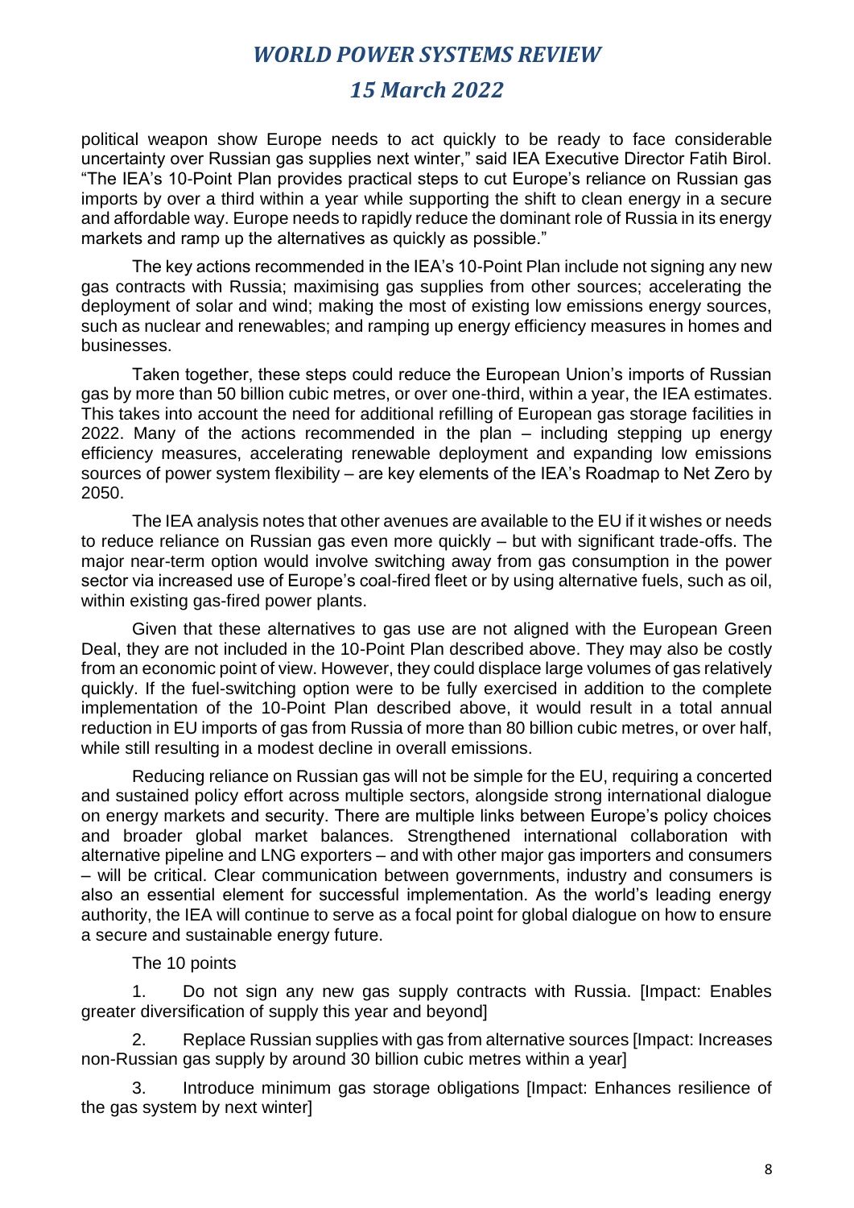political weapon show Europe needs to act quickly to be ready to face considerable uncertainty over Russian gas supplies next winter," said IEA Executive Director Fatih Birol. "The IEA's 10-Point Plan provides practical steps to cut Europe's reliance on Russian gas imports by over a third within a year while supporting the shift to clean energy in a secure and affordable way. Europe needs to rapidly reduce the dominant role of Russia in its energy markets and ramp up the alternatives as quickly as possible."

The key actions recommended in the IEA's 10-Point Plan include not signing any new gas contracts with Russia; maximising gas supplies from other sources; accelerating the deployment of solar and wind; making the most of existing low emissions energy sources, such as nuclear and renewables; and ramping up energy efficiency measures in homes and businesses.

Taken together, these steps could reduce the European Union's imports of Russian gas by more than 50 billion cubic metres, or over one-third, within a year, the IEA estimates. This takes into account the need for additional refilling of European gas storage facilities in 2022. Many of the actions recommended in the plan – including stepping up energy efficiency measures, accelerating renewable deployment and expanding low emissions sources of power system flexibility – are key elements of the IEA's Roadmap to Net Zero by 2050.

The IEA analysis notes that other avenues are available to the EU if it wishes or needs to reduce reliance on Russian gas even more quickly – but with significant trade-offs. The major near-term option would involve switching away from gas consumption in the power sector via increased use of Europe's coal-fired fleet or by using alternative fuels, such as oil, within existing gas-fired power plants.

Given that these alternatives to gas use are not aligned with the European Green Deal, they are not included in the 10-Point Plan described above. They may also be costly from an economic point of view. However, they could displace large volumes of gas relatively quickly. If the fuel-switching option were to be fully exercised in addition to the complete implementation of the 10-Point Plan described above, it would result in a total annual reduction in EU imports of gas from Russia of more than 80 billion cubic metres, or over half, while still resulting in a modest decline in overall emissions.

Reducing reliance on Russian gas will not be simple for the EU, requiring a concerted and sustained policy effort across multiple sectors, alongside strong international dialogue on energy markets and security. There are multiple links between Europe's policy choices and broader global market balances. Strengthened international collaboration with alternative pipeline and LNG exporters – and with other major gas importers and consumers – will be critical. Clear communication between governments, industry and consumers is also an essential element for successful implementation. As the world's leading energy authority, the IEA will continue to serve as a focal point for global dialogue on how to ensure a secure and sustainable energy future.

The 10 points

1. Do not sign any new gas supply contracts with Russia. [Impact: Enables greater diversification of supply this year and beyond]

2. Replace Russian supplies with gas from alternative sources [Impact: Increases non-Russian gas supply by around 30 billion cubic metres within a year]

3. Introduce minimum gas storage obligations [Impact: Enhances resilience of the gas system by next winter]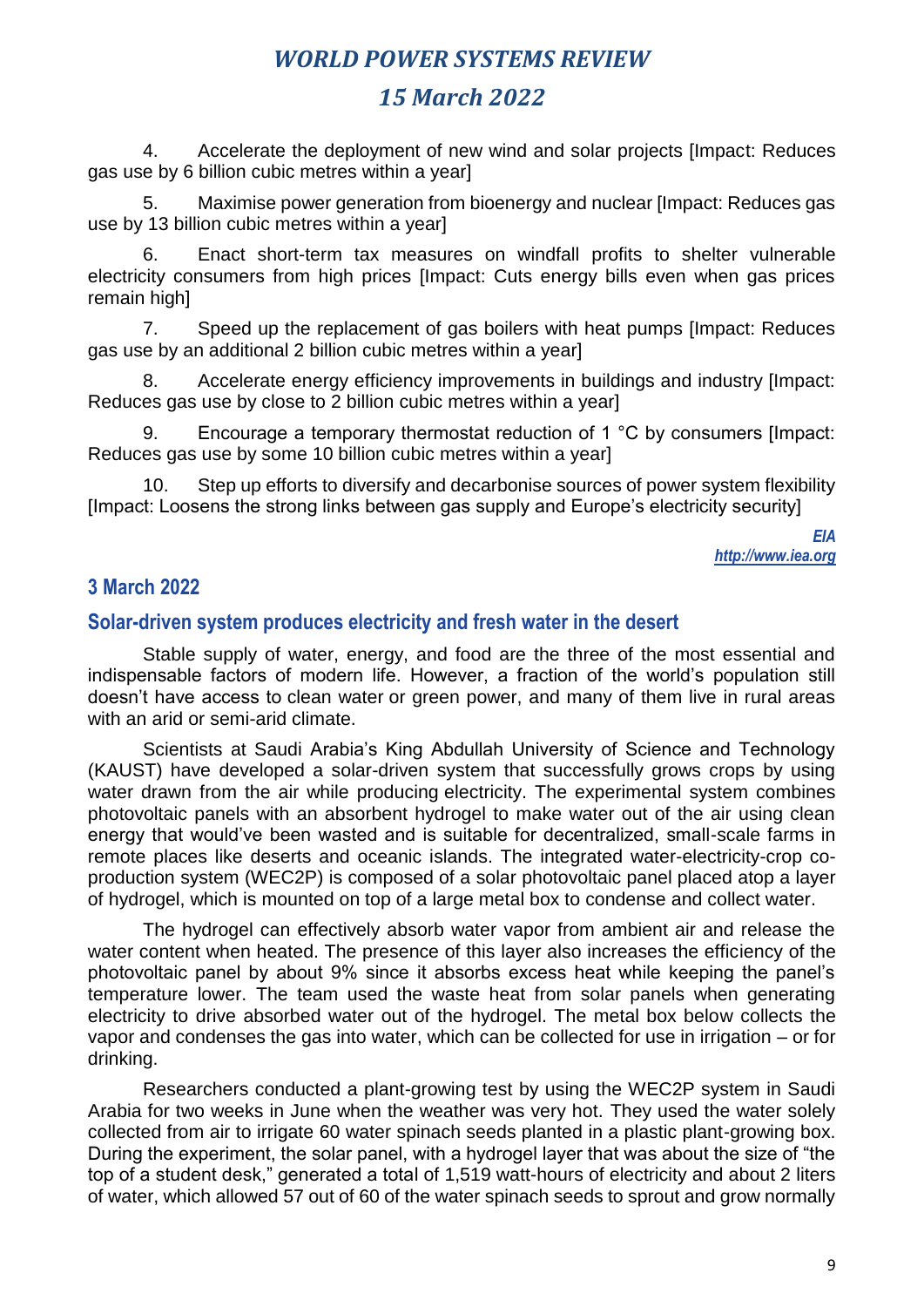4. Accelerate the deployment of new wind and solar projects [Impact: Reduces gas use by 6 billion cubic metres within a year]

5. Maximise power generation from bioenergy and nuclear [Impact: Reduces gas use by 13 billion cubic metres within a year]

6. Enact short-term tax measures on windfall profits to shelter vulnerable electricity consumers from high prices [Impact: Cuts energy bills even when gas prices remain high]

7. Speed up the replacement of gas boilers with heat pumps [Impact: Reduces gas use by an additional 2 billion cubic metres within a year]

8. Accelerate energy efficiency improvements in buildings and industry [Impact: Reduces gas use by close to 2 billion cubic metres within a year]

9. Encourage a temporary thermostat reduction of 1 °C by consumers [Impact: Reduces gas use by some 10 billion cubic metres within a year]

10. Step up efforts to diversify and decarbonise sources of power system flexibility [Impact: Loosens the strong links between gas supply and Europe's electricity security]

*EIA*
*http://www.iea.org*

## 3 March 2022

### Solar-driven system produces electricity and fresh water in the desert

Stable supply of water, energy, and food are the three of the most essential and indispensable factors of modern life. However, a fraction of the world's population still doesn't have access to clean water or green power, and many of them live in rural areas with an arid or semi-arid climate.

Scientists at Saudi Arabia's King Abdullah University of Science and Technology (KAUST) have developed a solar-driven system that successfully grows crops by using water drawn from the air while producing electricity. The experimental system combines photovoltaic panels with an absorbent hydrogel to make water out of the air using clean energy that would've been wasted and is suitable for decentralized, small-scale farms in remote places like deserts and oceanic islands. The integrated water-electricity-crop co-production system (WEC2P) is composed of a solar photovoltaic panel placed atop a layer of hydrogel, which is mounted on top of a large metal box to condense and collect water.

The hydrogel can effectively absorb water vapor from ambient air and release the water content when heated. The presence of this layer also increases the efficiency of the photovoltaic panel by about 9% since it absorbs excess heat while keeping the panel's temperature lower. The team used the waste heat from solar panels when generating electricity to drive absorbed water out of the hydrogel. The metal box below collects the vapor and condenses the gas into water, which can be collected for use in irrigation – or for drinking.

Researchers conducted a plant-growing test by using the WEC2P system in Saudi Arabia for two weeks in June when the weather was very hot. They used the water solely collected from air to irrigate 60 water spinach seeds planted in a plastic plant-growing box. During the experiment, the solar panel, with a hydrogel layer that was about the size of "the top of a student desk," generated a total of 1,519 watt-hours of electricity and about 2 liters of water, which allowed 57 out of 60 of the water spinach seeds to sprout and grow normally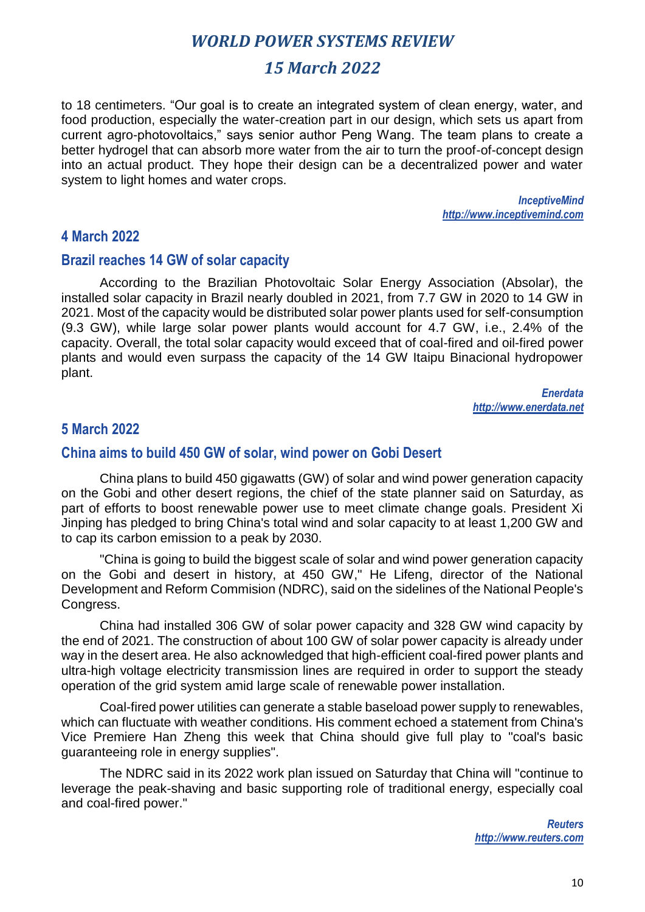to 18 centimeters. “Our goal is to create an integrated system of clean energy, water, and food production, especially the water-creation part in our design, which sets us apart from current agro-photovoltaics,” says senior author Peng Wang. The team plans to create a better hydrogel that can absorb more water from the air to turn the proof-of-concept design into an actual product. They hope their design can be a decentralized power and water system to light homes and water crops.

*InceptiveMind*
*http://www.inceptivemind.com*

## 4 March 2022

### Brazil reaches 14 GW of solar capacity

According to the Brazilian Photovoltaic Solar Energy Association (Absolar), the installed solar capacity in Brazil nearly doubled in 2021, from 7.7 GW in 2020 to 14 GW in 2021. Most of the capacity would be distributed solar power plants used for self-consumption (9.3 GW), while large solar power plants would account for 4.7 GW, i.e., 2.4% of the capacity. Overall, the total solar capacity would exceed that of coal-fired and oil-fired power plants and would even surpass the capacity of the 14 GW Itaipu Binacional hydropower plant.

*Enerdata*
*http://www.enerdata.net*

## 5 March 2022

### China aims to build 450 GW of solar, wind power on Gobi Desert

China plans to build 450 gigawatts (GW) of solar and wind power generation capacity on the Gobi and other desert regions, the chief of the state planner said on Saturday, as part of efforts to boost renewable power use to meet climate change goals. President Xi Jinping has pledged to bring China's total wind and solar capacity to at least 1,200 GW and to cap its carbon emission to a peak by 2030.

"China is going to build the biggest scale of solar and wind power generation capacity on the Gobi and desert in history, at 450 GW," He Lifeng, director of the National Development and Reform Commision (NDRC), said on the sidelines of the National People's Congress.

China had installed 306 GW of solar power capacity and 328 GW wind capacity by the end of 2021. The construction of about 100 GW of solar power capacity is already under way in the desert area. He also acknowledged that high-efficient coal-fired power plants and ultra-high voltage electricity transmission lines are required in order to support the steady operation of the grid system amid large scale of renewable power installation.

Coal-fired power utilities can generate a stable baseload power supply to renewables, which can fluctuate with weather conditions. His comment echoed a statement from China's Vice Premiere Han Zheng this week that China should give full play to "coal's basic guaranteeing role in energy supplies".

The NDRC said in its 2022 work plan issued on Saturday that China will "continue to leverage the peak-shaving and basic supporting role of traditional energy, especially coal and coal-fired power."

*Reuters*
*http://www.reuters.com*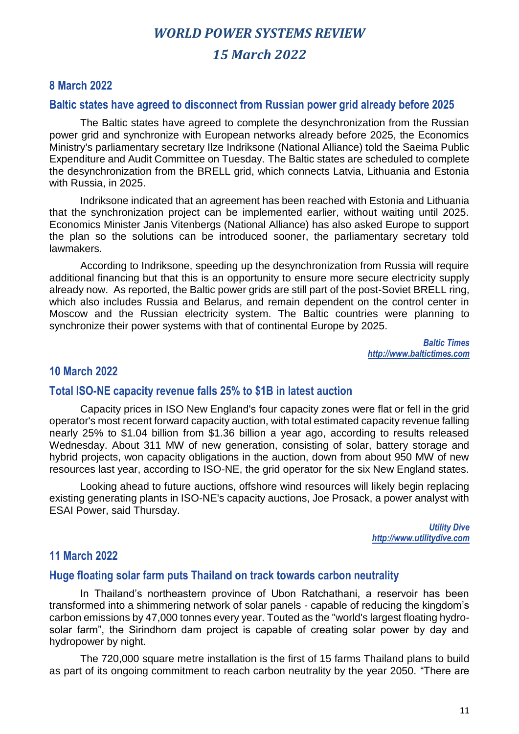# *WORLD POWER SYSTEMS REVIEW*

# *15 March 2022*

## 8 March 2022

### Baltic states have agreed to disconnect from Russian power grid already before 2025

The Baltic states have agreed to complete the desynchronization from the Russian power grid and synchronize with European networks already before 2025, the Economics Ministry's parliamentary secretary Ilze Indriksone (National Alliance) told the Saeima Public Expenditure and Audit Committee on Tuesday. The Baltic states are scheduled to complete the desynchronization from the BRELL grid, which connects Latvia, Lithuania and Estonia with Russia, in 2025.

Indriksone indicated that an agreement has been reached with Estonia and Lithuania that the synchronization project can be implemented earlier, without waiting until 2025. Economics Minister Janis Vitenbergs (National Alliance) has also asked Europe to support the plan so the solutions can be introduced sooner, the parliamentary secretary told lawmakers.

According to Indriksone, speeding up the desynchronization from Russia will require additional financing but that this is an opportunity to ensure more secure electricity supply already now. As reported, the Baltic power grids are still part of the post-Soviet BRELL ring, which also includes Russia and Belarus, and remain dependent on the control center in Moscow and the Russian electricity system. The Baltic countries were planning to synchronize their power systems with that of continental Europe by 2025.

***Baltic Times***
***http://www.baltictimes.com***

## 10 March 2022

### Total ISO-NE capacity revenue falls 25% to $1B in latest auction

Capacity prices in ISO New England's four capacity zones were flat or fell in the grid operator's most recent forward capacity auction, with total estimated capacity revenue falling nearly 25% to $1.04 billion from $1.36 billion a year ago, according to results released Wednesday. About 311 MW of new generation, consisting of solar, battery storage and hybrid projects, won capacity obligations in the auction, down from about 950 MW of new resources last year, according to ISO-NE, the grid operator for the six New England states.

Looking ahead to future auctions, offshore wind resources will likely begin replacing existing generating plants in ISO-NE's capacity auctions, Joe Prosack, a power analyst with ESAI Power, said Thursday.

***Utility Dive***
***http://www.utilitydive.com***

## 11 March 2022

### Huge floating solar farm puts Thailand on track towards carbon neutrality

In Thailand's northeastern province of Ubon Ratchathani, a reservoir has been transformed into a shimmering network of solar panels - capable of reducing the kingdom's carbon emissions by 47,000 tonnes every year. Touted as the "world's largest floating hydro-solar farm", the Sirindhorn dam project is capable of creating solar power by day and hydropower by night.

The 720,000 square metre installation is the first of 15 farms Thailand plans to build as part of its ongoing commitment to reach carbon neutrality by the year 2050. "There are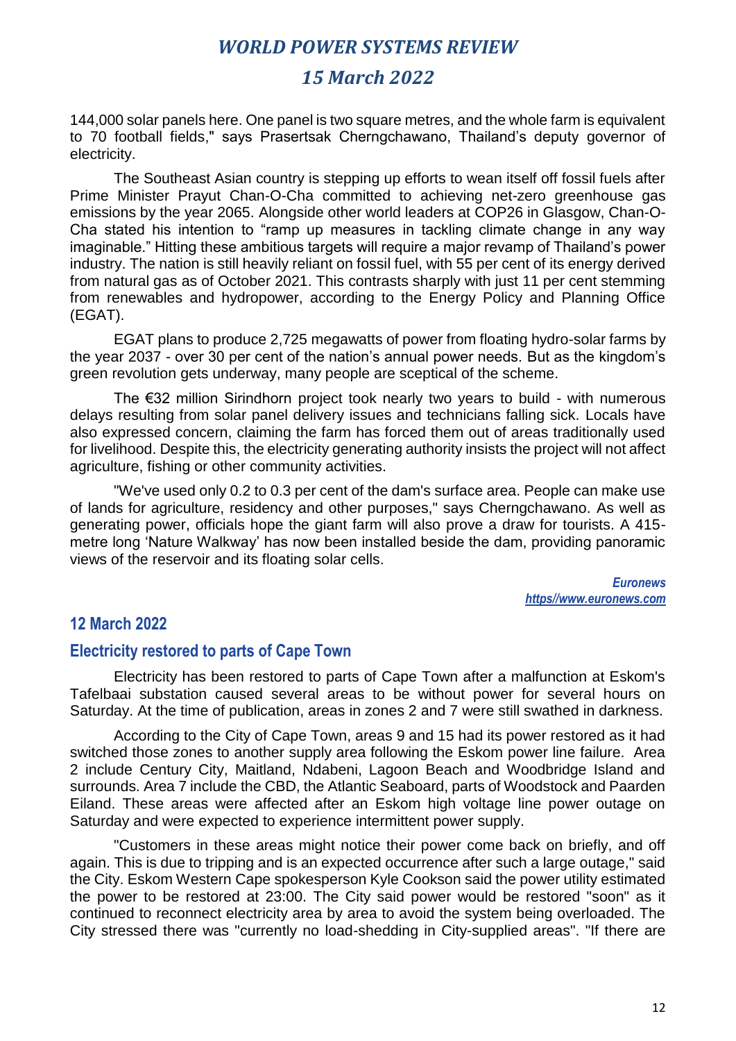144,000 solar panels here. One panel is two square metres, and the whole farm is equivalent to 70 football fields," says Prasertsak Cherngchawano, Thailand's deputy governor of electricity.

The Southeast Asian country is stepping up efforts to wean itself off fossil fuels after Prime Minister Prayut Chan-O-Cha committed to achieving net-zero greenhouse gas emissions by the year 2065. Alongside other world leaders at COP26 in Glasgow, Chan-O-Cha stated his intention to "ramp up measures in tackling climate change in any way imaginable." Hitting these ambitious targets will require a major revamp of Thailand's power industry. The nation is still heavily reliant on fossil fuel, with 55 per cent of its energy derived from natural gas as of October 2021. This contrasts sharply with just 11 per cent stemming from renewables and hydropower, according to the Energy Policy and Planning Office (EGAT).

EGAT plans to produce 2,725 megawatts of power from floating hydro-solar farms by the year 2037 - over 30 per cent of the nation's annual power needs. But as the kingdom's green revolution gets underway, many people are sceptical of the scheme.

The €32 million Sirindhorn project took nearly two years to build - with numerous delays resulting from solar panel delivery issues and technicians falling sick. Locals have also expressed concern, claiming the farm has forced them out of areas traditionally used for livelihood. Despite this, the electricity generating authority insists the project will not affect agriculture, fishing or other community activities.

"We've used only 0.2 to 0.3 per cent of the dam's surface area. People can make use of lands for agriculture, residency and other purposes," says Cherngchawano. As well as generating power, officials hope the giant farm will also prove a draw for tourists. A 415-metre long 'Nature Walkway' has now been installed beside the dam, providing panoramic views of the reservoir and its floating solar cells.

***Euronews***
***https//www.euronews.com***

## 12 March 2022

## Electricity restored to parts of Cape Town

Electricity has been restored to parts of Cape Town after a malfunction at Eskom's Tafelbaai substation caused several areas to be without power for several hours on Saturday. At the time of publication, areas in zones 2 and 7 were still swathed in darkness.

According to the City of Cape Town, areas 9 and 15 had its power restored as it had switched those zones to another supply area following the Eskom power line failure. Area 2 include Century City, Maitland, Ndabeni, Lagoon Beach and Woodbridge Island and surrounds. Area 7 include the CBD, the Atlantic Seaboard, parts of Woodstock and Paarden Eiland. These areas were affected after an Eskom high voltage line power outage on Saturday and were expected to experience intermittent power supply.

"Customers in these areas might notice their power come back on briefly, and off again. This is due to tripping and is an expected occurrence after such a large outage," said the City. Eskom Western Cape spokesperson Kyle Cookson said the power utility estimated the power to be restored at 23:00. The City said power would be restored "soon" as it continued to reconnect electricity area by area to avoid the system being overloaded. The City stressed there was "currently no load-shedding in City-supplied areas". "If there are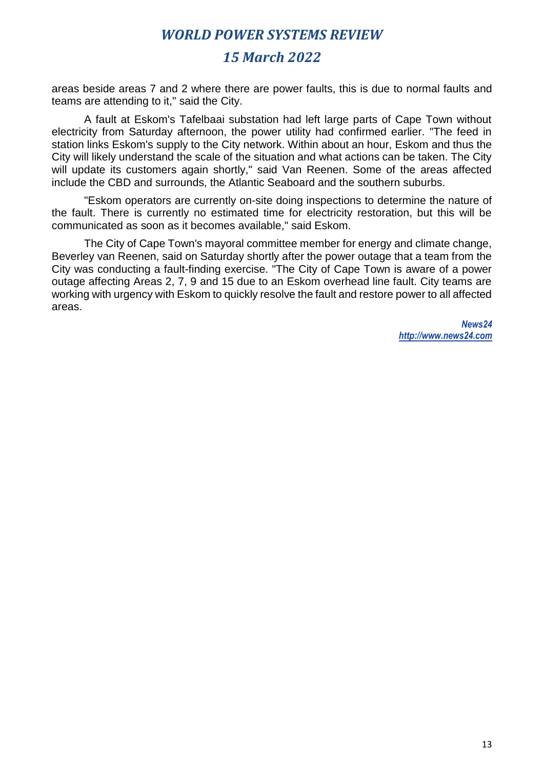areas beside areas 7 and 2 where there are power faults, this is due to normal faults and teams are attending to it," said the City.

A fault at Eskom's Tafelbaai substation had left large parts of Cape Town without electricity from Saturday afternoon, the power utility had confirmed earlier. "The feed in station links Eskom's supply to the City network. Within about an hour, Eskom and thus the City will likely understand the scale of the situation and what actions can be taken. The City will update its customers again shortly," said Van Reenen. Some of the areas affected include the CBD and surrounds, the Atlantic Seaboard and the southern suburbs.

"Eskom operators are currently on-site doing inspections to determine the nature of the fault. There is currently no estimated time for electricity restoration, but this will be communicated as soon as it becomes available," said Eskom.

The City of Cape Town's mayoral committee member for energy and climate change, Beverley van Reenen, said on Saturday shortly after the power outage that a team from the City was conducting a fault-finding exercise. "The City of Cape Town is aware of a power outage affecting Areas 2, 7, 9 and 15 due to an Eskom overhead line fault. City teams are working with urgency with Eskom to quickly resolve the fault and restore power to all affected areas.

***News24***
***http://www.news24.com***